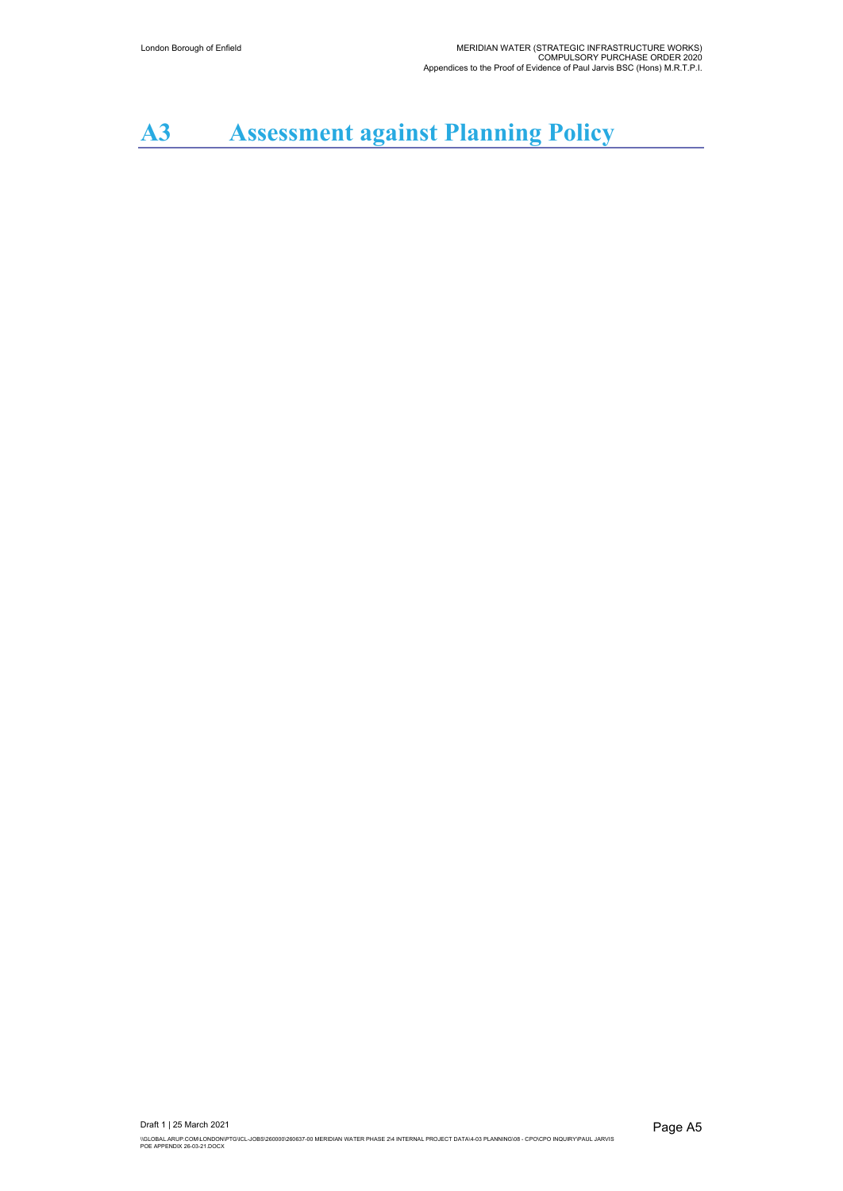# A3 Assessment against Planning Policy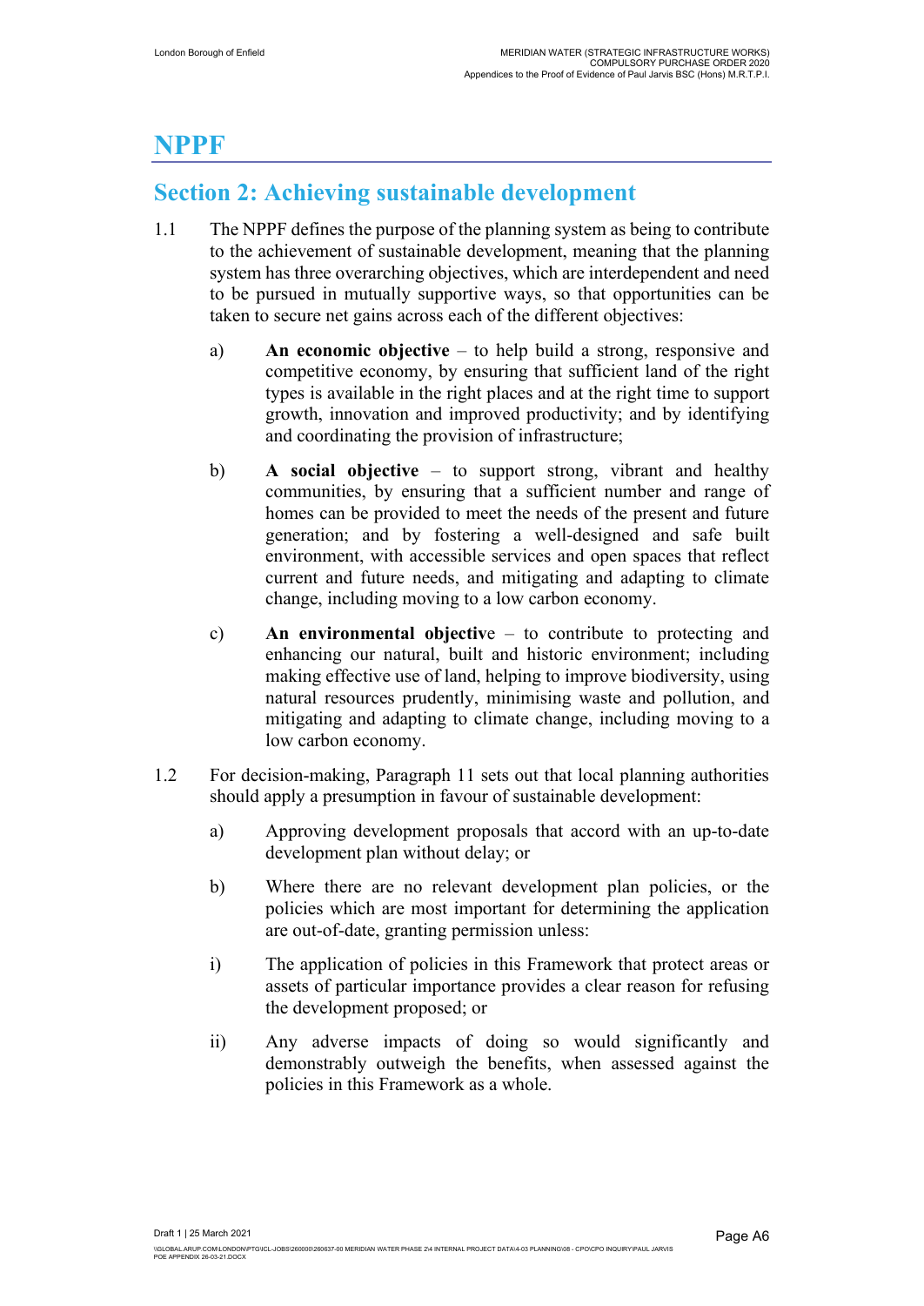# NPPF

## Section 2: Achieving sustainable development

1.1 The NPPF defines the purpose of the planning system as being to contribute to the achievement of sustainable development, meaning that the planning system has three overarching objectives, which are interdependent and need to be pursued in mutually supportive ways, so that opportunities can be taken to secure net gains across each of the different objectives:

a) **An economic objective** – to help build a strong, responsive and competitive economy, by ensuring that sufficient land of the right types is available in the right places and at the right time to support growth, innovation and improved productivity; and by identifying and coordinating the provision of infrastructure;

b) **A social objective** – to support strong, vibrant and healthy communities, by ensuring that a sufficient number and range of homes can be provided to meet the needs of the present and future generation; and by fostering a well-designed and safe built environment, with accessible services and open spaces that reflect current and future needs, and mitigating and adapting to climate change, including moving to a low carbon economy.

c) **An environmental objective** – to contribute to protecting and enhancing our natural, built and historic environment; including making effective use of land, helping to improve biodiversity, using natural resources prudently, minimising waste and pollution, and mitigating and adapting to climate change, including moving to a low carbon economy.

1.2 For decision-making, Paragraph 11 sets out that local planning authorities should apply a presumption in favour of sustainable development:

a) Approving development proposals that accord with an up-to-date development plan without delay; or

b) Where there are no relevant development plan policies, or the policies which are most important for determining the application are out-of-date, granting permission unless:

i) The application of policies in this Framework that protect areas or assets of particular importance provides a clear reason for refusing the development proposed; or

ii) Any adverse impacts of doing so would significantly and demonstrably outweigh the benefits, when assessed against the policies in this Framework as a whole.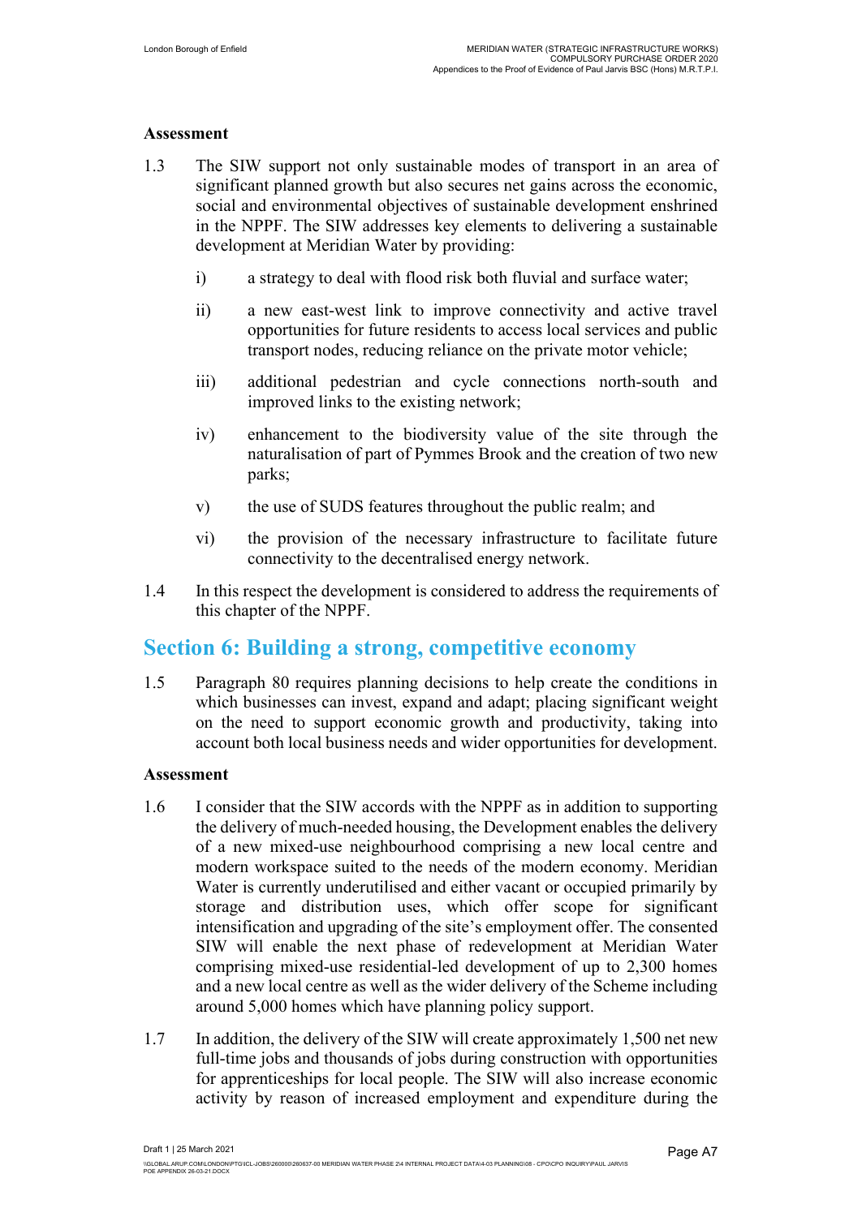**Assessment**

1.3 The SIW support not only sustainable modes of transport in an area of significant planned growth but also secures net gains across the economic, social and environmental objectives of sustainable development enshrined in the NPPF. The SIW addresses key elements to delivering a sustainable development at Meridian Water by providing:

i) a strategy to deal with flood risk both fluvial and surface water;

ii) a new east-west link to improve connectivity and active travel opportunities for future residents to access local services and public transport nodes, reducing reliance on the private motor vehicle;

iii) additional pedestrian and cycle connections north-south and improved links to the existing network;

iv) enhancement to the biodiversity value of the site through the naturalisation of part of Pymmes Brook and the creation of two new parks;

v) the use of SUDS features throughout the public realm; and

vi) the provision of the necessary infrastructure to facilitate future connectivity to the decentralised energy network.

1.4 In this respect the development is considered to address the requirements of this chapter of the NPPF.

## Section 6: Building a strong, competitive economy

1.5 Paragraph 80 requires planning decisions to help create the conditions in which businesses can invest, expand and adapt; placing significant weight on the need to support economic growth and productivity, taking into account both local business needs and wider opportunities for development.

**Assessment**

1.6 I consider that the SIW accords with the NPPF as in addition to supporting the delivery of much-needed housing, the Development enables the delivery of a new mixed-use neighbourhood comprising a new local centre and modern workspace suited to the needs of the modern economy. Meridian Water is currently underutilised and either vacant or occupied primarily by storage and distribution uses, which offer scope for significant intensification and upgrading of the site's employment offer. The consented SIW will enable the next phase of redevelopment at Meridian Water comprising mixed-use residential-led development of up to 2,300 homes and a new local centre as well as the wider delivery of the Scheme including around 5,000 homes which have planning policy support.

1.7 In addition, the delivery of the SIW will create approximately 1,500 net new full-time jobs and thousands of jobs during construction with opportunities for apprenticeships for local people. The SIW will also increase economic activity by reason of increased employment and expenditure during the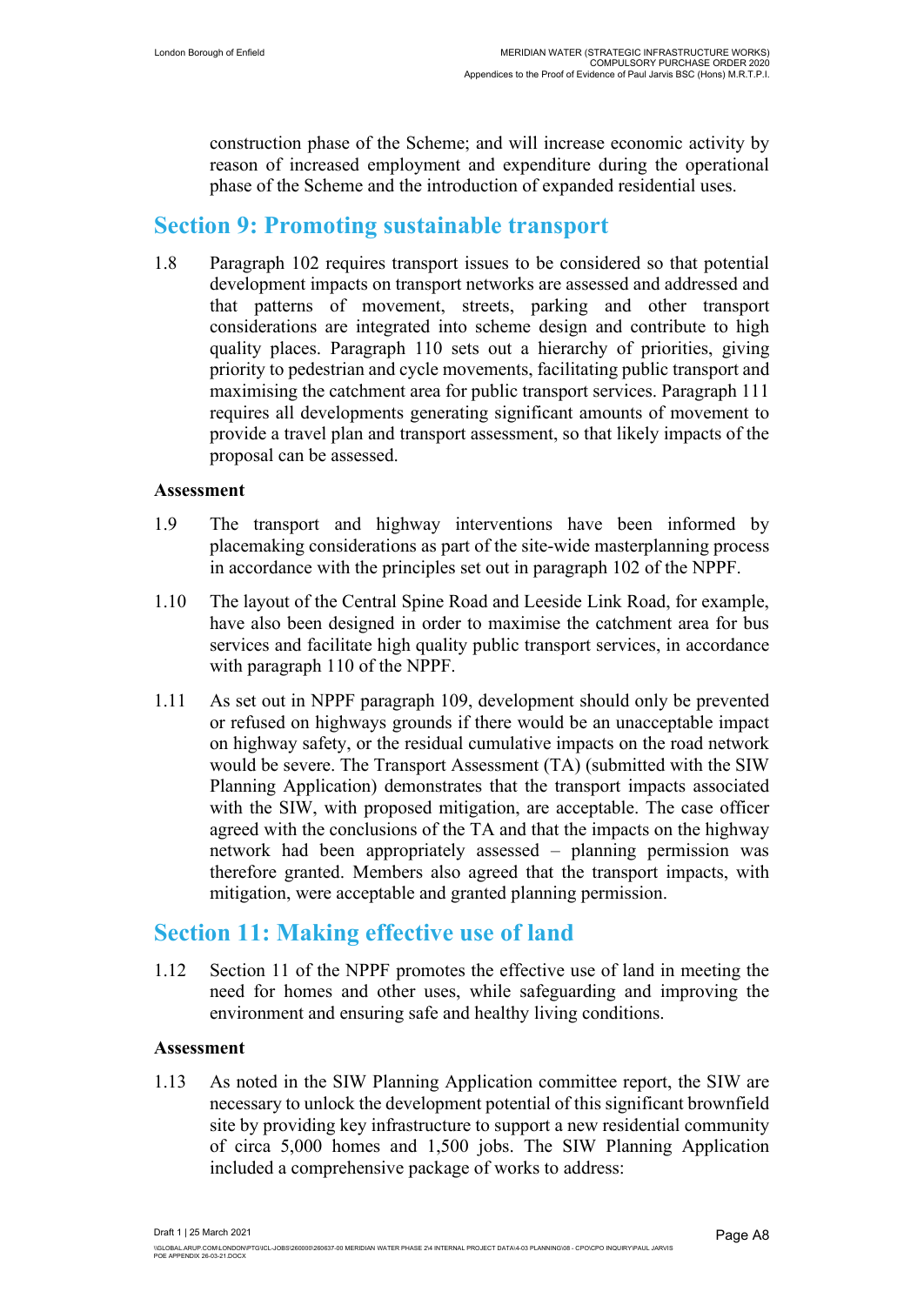construction phase of the Scheme; and will increase economic activity by reason of increased employment and expenditure during the operational phase of the Scheme and the introduction of expanded residential uses.

## Section 9: Promoting sustainable transport

1.8 Paragraph 102 requires transport issues to be considered so that potential development impacts on transport networks are assessed and addressed and that patterns of movement, streets, parking and other transport considerations are integrated into scheme design and contribute to high quality places. Paragraph 110 sets out a hierarchy of priorities, giving priority to pedestrian and cycle movements, facilitating public transport and maximising the catchment area for public transport services. Paragraph 111 requires all developments generating significant amounts of movement to provide a travel plan and transport assessment, so that likely impacts of the proposal can be assessed.

**Assessment**

1.9 The transport and highway interventions have been informed by placemaking considerations as part of the site-wide masterplanning process in accordance with the principles set out in paragraph 102 of the NPPF.

1.10 The layout of the Central Spine Road and Leeside Link Road, for example, have also been designed in order to maximise the catchment area for bus services and facilitate high quality public transport services, in accordance with paragraph 110 of the NPPF.

1.11 As set out in NPPF paragraph 109, development should only be prevented or refused on highways grounds if there would be an unacceptable impact on highway safety, or the residual cumulative impacts on the road network would be severe. The Transport Assessment (TA) (submitted with the SIW Planning Application) demonstrates that the transport impacts associated with the SIW, with proposed mitigation, are acceptable. The case officer agreed with the conclusions of the TA and that the impacts on the highway network had been appropriately assessed – planning permission was therefore granted. Members also agreed that the transport impacts, with mitigation, were acceptable and granted planning permission.

## Section 11: Making effective use of land

1.12 Section 11 of the NPPF promotes the effective use of land in meeting the need for homes and other uses, while safeguarding and improving the environment and ensuring safe and healthy living conditions.

**Assessment**

1.13 As noted in the SIW Planning Application committee report, the SIW are necessary to unlock the development potential of this significant brownfield site by providing key infrastructure to support a new residential community of circa 5,000 homes and 1,500 jobs. The SIW Planning Application included a comprehensive package of works to address: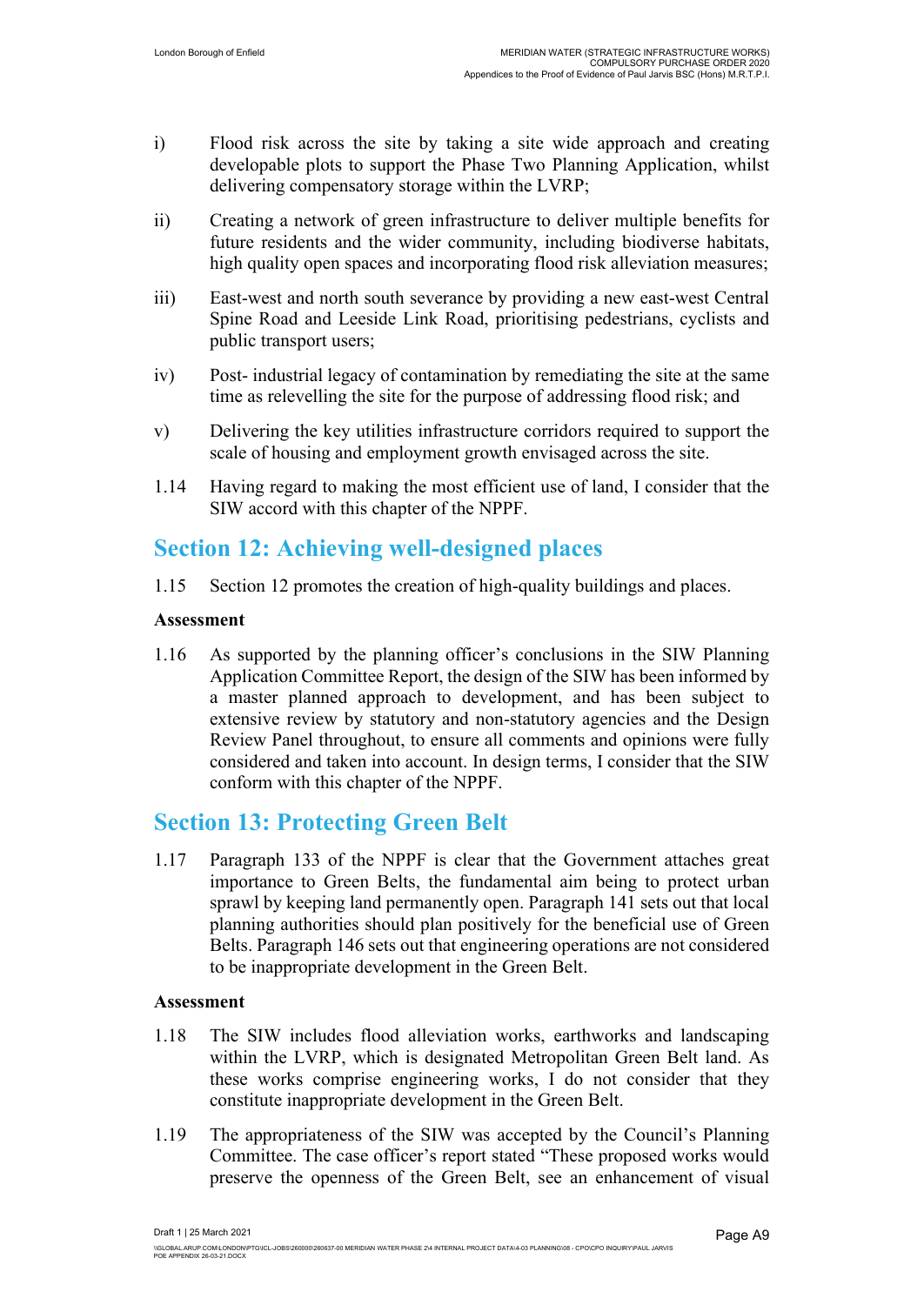i) Flood risk across the site by taking a site wide approach and creating developable plots to support the Phase Two Planning Application, whilst delivering compensatory storage within the LVRP;

ii) Creating a network of green infrastructure to deliver multiple benefits for future residents and the wider community, including biodiverse habitats, high quality open spaces and incorporating flood risk alleviation measures;

iii) East-west and north south severance by providing a new east-west Central Spine Road and Leeside Link Road, prioritising pedestrians, cyclists and public transport users;

iv) Post- industrial legacy of contamination by remediating the site at the same time as relevelling the site for the purpose of addressing flood risk; and

v) Delivering the key utilities infrastructure corridors required to support the scale of housing and employment growth envisaged across the site.

1.14 Having regard to making the most efficient use of land, I consider that the SIW accord with this chapter of the NPPF.

## Section 12: Achieving well-designed places

1.15 Section 12 promotes the creation of high-quality buildings and places.

**Assessment**

1.16 As supported by the planning officer's conclusions in the SIW Planning Application Committee Report, the design of the SIW has been informed by a master planned approach to development, and has been subject to extensive review by statutory and non-statutory agencies and the Design Review Panel throughout, to ensure all comments and opinions were fully considered and taken into account. In design terms, I consider that the SIW conform with this chapter of the NPPF.

## Section 13: Protecting Green Belt

1.17 Paragraph 133 of the NPPF is clear that the Government attaches great importance to Green Belts, the fundamental aim being to protect urban sprawl by keeping land permanently open. Paragraph 141 sets out that local planning authorities should plan positively for the beneficial use of Green Belts. Paragraph 146 sets out that engineering operations are not considered to be inappropriate development in the Green Belt.

**Assessment**

1.18 The SIW includes flood alleviation works, earthworks and landscaping within the LVRP, which is designated Metropolitan Green Belt land. As these works comprise engineering works, I do not consider that they constitute inappropriate development in the Green Belt.

1.19 The appropriateness of the SIW was accepted by the Council's Planning Committee. The case officer's report stated "These proposed works would preserve the openness of the Green Belt, see an enhancement of visual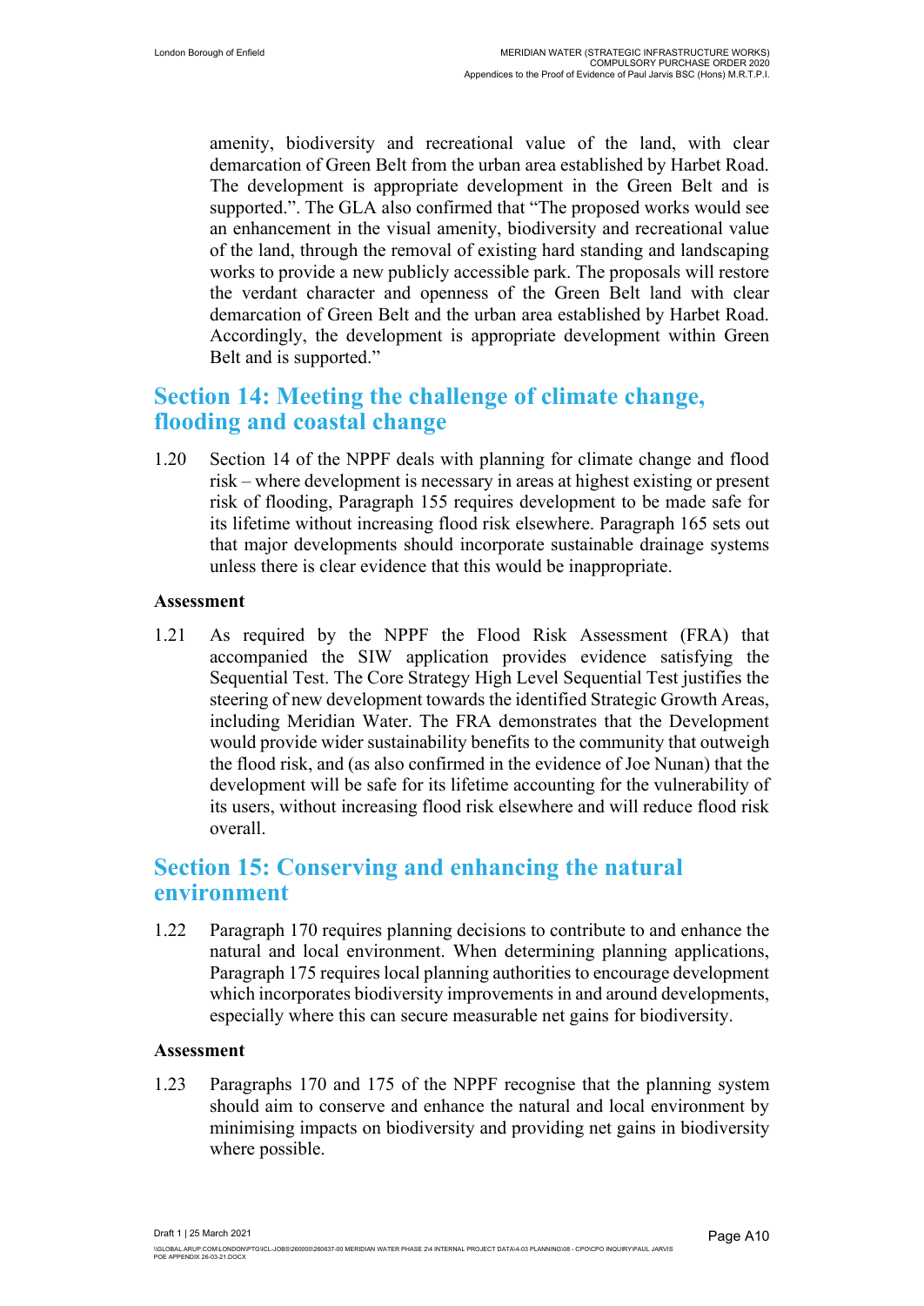amenity, biodiversity and recreational value of the land, with clear demarcation of Green Belt from the urban area established by Harbet Road. The development is appropriate development in the Green Belt and is supported.". The GLA also confirmed that "The proposed works would see an enhancement in the visual amenity, biodiversity and recreational value of the land, through the removal of existing hard standing and landscaping works to provide a new publicly accessible park. The proposals will restore the verdant character and openness of the Green Belt land with clear demarcation of Green Belt and the urban area established by Harbet Road. Accordingly, the development is appropriate development within Green Belt and is supported."

## Section 14: Meeting the challenge of climate change, flooding and coastal change

1.20 Section 14 of the NPPF deals with planning for climate change and flood risk – where development is necessary in areas at highest existing or present risk of flooding, Paragraph 155 requires development to be made safe for its lifetime without increasing flood risk elsewhere. Paragraph 165 sets out that major developments should incorporate sustainable drainage systems unless there is clear evidence that this would be inappropriate.

### Assessment

1.21 As required by the NPPF the Flood Risk Assessment (FRA) that accompanied the SIW application provides evidence satisfying the Sequential Test. The Core Strategy High Level Sequential Test justifies the steering of new development towards the identified Strategic Growth Areas, including Meridian Water. The FRA demonstrates that the Development would provide wider sustainability benefits to the community that outweigh the flood risk, and (as also confirmed in the evidence of Joe Nunan) that the development will be safe for its lifetime accounting for the vulnerability of its users, without increasing flood risk elsewhere and will reduce flood risk overall.

## Section 15: Conserving and enhancing the natural environment

1.22 Paragraph 170 requires planning decisions to contribute to and enhance the natural and local environment. When determining planning applications, Paragraph 175 requires local planning authorities to encourage development which incorporates biodiversity improvements in and around developments, especially where this can secure measurable net gains for biodiversity.

### Assessment

1.23 Paragraphs 170 and 175 of the NPPF recognise that the planning system should aim to conserve and enhance the natural and local environment by minimising impacts on biodiversity and providing net gains in biodiversity where possible.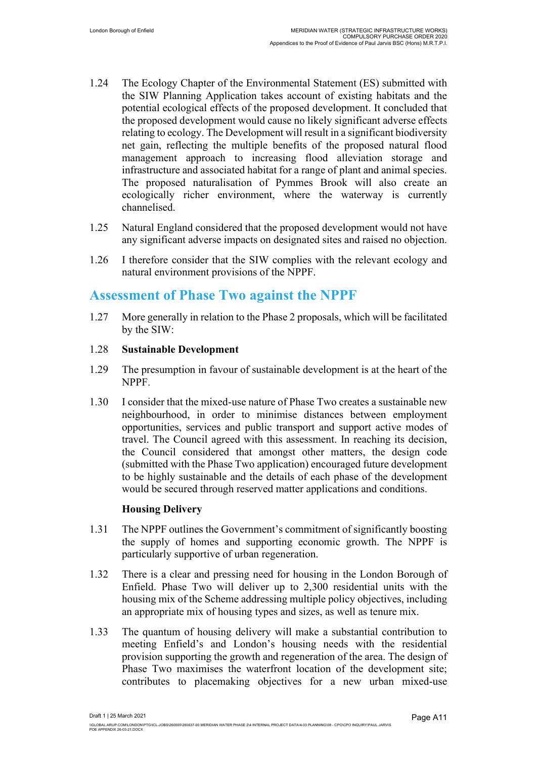1.24 The Ecology Chapter of the Environmental Statement (ES) submitted with the SIW Planning Application takes account of existing habitats and the potential ecological effects of the proposed development. It concluded that the proposed development would cause no likely significant adverse effects relating to ecology. The Development will result in a significant biodiversity net gain, reflecting the multiple benefits of the proposed natural flood management approach to increasing flood alleviation storage and infrastructure and associated habitat for a range of plant and animal species. The proposed naturalisation of Pymmes Brook will also create an ecologically richer environment, where the waterway is currently channelised.

1.25 Natural England considered that the proposed development would not have any significant adverse impacts on designated sites and raised no objection.

1.26 I therefore consider that the SIW complies with the relevant ecology and natural environment provisions of the NPPF.

## Assessment of Phase Two against the NPPF

1.27 More generally in relation to the Phase 2 proposals, which will be facilitated by the SIW:

1.28 **Sustainable Development**

1.29 The presumption in favour of sustainable development is at the heart of the NPPF.

1.30 I consider that the mixed-use nature of Phase Two creates a sustainable new neighbourhood, in order to minimise distances between employment opportunities, services and public transport and support active modes of travel. The Council agreed with this assessment. In reaching its decision, the Council considered that amongst other matters, the design code (submitted with the Phase Two application) encouraged future development to be highly sustainable and the details of each phase of the development would be secured through reserved matter applications and conditions.

**Housing Delivery**

1.31 The NPPF outlines the Government's commitment of significantly boosting the supply of homes and supporting economic growth. The NPPF is particularly supportive of urban regeneration.

1.32 There is a clear and pressing need for housing in the London Borough of Enfield. Phase Two will deliver up to 2,300 residential units with the housing mix of the Scheme addressing multiple policy objectives, including an appropriate mix of housing types and sizes, as well as tenure mix.

1.33 The quantum of housing delivery will make a substantial contribution to meeting Enfield's and London's housing needs with the residential provision supporting the growth and regeneration of the area. The design of Phase Two maximises the waterfront location of the development site; contributes to placemaking objectives for a new urban mixed-use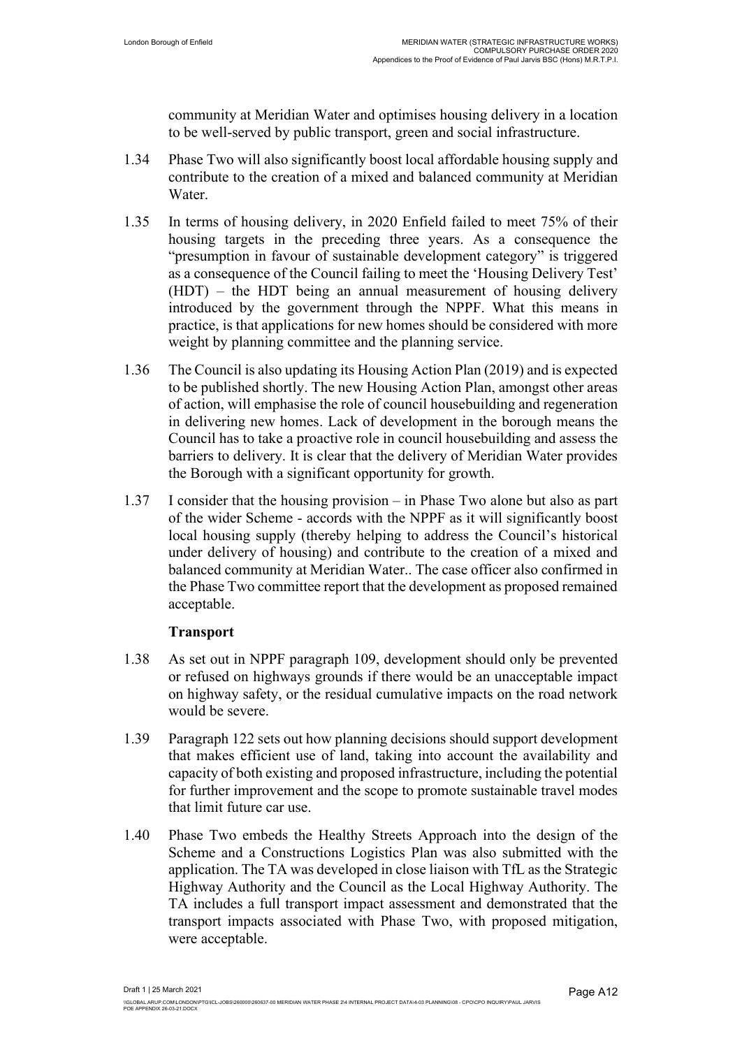community at Meridian Water and optimises housing delivery in a location to be well-served by public transport, green and social infrastructure.

1.34 Phase Two will also significantly boost local affordable housing supply and contribute to the creation of a mixed and balanced community at Meridian Water.

1.35 In terms of housing delivery, in 2020 Enfield failed to meet 75% of their housing targets in the preceding three years. As a consequence the "presumption in favour of sustainable development category" is triggered as a consequence of the Council failing to meet the 'Housing Delivery Test' (HDT) – the HDT being an annual measurement of housing delivery introduced by the government through the NPPF. What this means in practice, is that applications for new homes should be considered with more weight by planning committee and the planning service.

1.36 The Council is also updating its Housing Action Plan (2019) and is expected to be published shortly. The new Housing Action Plan, amongst other areas of action, will emphasise the role of council housebuilding and regeneration in delivering new homes. Lack of development in the borough means the Council has to take a proactive role in council housebuilding and assess the barriers to delivery. It is clear that the delivery of Meridian Water provides the Borough with a significant opportunity for growth.

1.37 I consider that the housing provision – in Phase Two alone but also as part of the wider Scheme - accords with the NPPF as it will significantly boost local housing supply (thereby helping to address the Council's historical under delivery of housing) and contribute to the creation of a mixed and balanced community at Meridian Water.. The case officer also confirmed in the Phase Two committee report that the development as proposed remained acceptable.

**Transport**

1.38 As set out in NPPF paragraph 109, development should only be prevented or refused on highways grounds if there would be an unacceptable impact on highway safety, or the residual cumulative impacts on the road network would be severe.

1.39 Paragraph 122 sets out how planning decisions should support development that makes efficient use of land, taking into account the availability and capacity of both existing and proposed infrastructure, including the potential for further improvement and the scope to promote sustainable travel modes that limit future car use.

1.40 Phase Two embeds the Healthy Streets Approach into the design of the Scheme and a Constructions Logistics Plan was also submitted with the application. The TA was developed in close liaison with TfL as the Strategic Highway Authority and the Council as the Local Highway Authority. The TA includes a full transport impact assessment and demonstrated that the transport impacts associated with Phase Two, with proposed mitigation, were acceptable.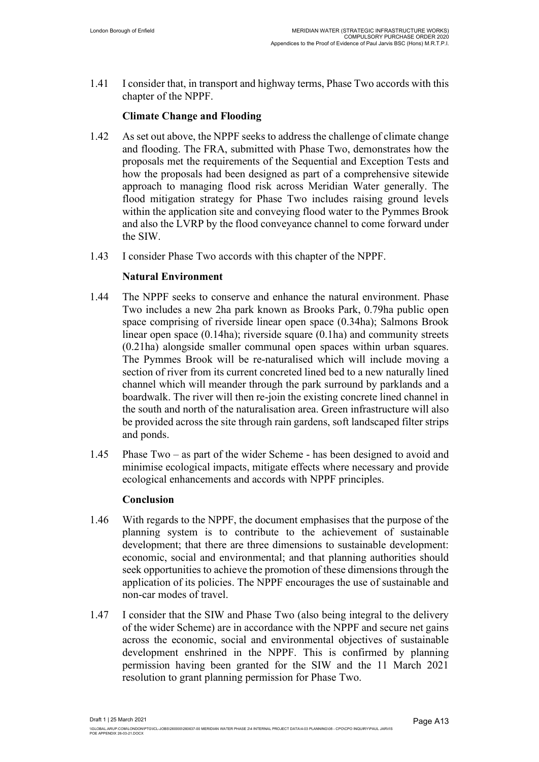1.41 I consider that, in transport and highway terms, Phase Two accords with this chapter of the NPPF.

**Climate Change and Flooding**

1.42 As set out above, the NPPF seeks to address the challenge of climate change and flooding. The FRA, submitted with Phase Two, demonstrates how the proposals met the requirements of the Sequential and Exception Tests and how the proposals had been designed as part of a comprehensive sitewide approach to managing flood risk across Meridian Water generally. The flood mitigation strategy for Phase Two includes raising ground levels within the application site and conveying flood water to the Pymmes Brook and also the LVRP by the flood conveyance channel to come forward under the SIW.

1.43 I consider Phase Two accords with this chapter of the NPPF.

**Natural Environment**

1.44 The NPPF seeks to conserve and enhance the natural environment. Phase Two includes a new 2ha park known as Brooks Park, 0.79ha public open space comprising of riverside linear open space (0.34ha); Salmons Brook linear open space (0.14ha); riverside square (0.1ha) and community streets (0.21ha) alongside smaller communal open spaces within urban squares. The Pymmes Brook will be re-naturalised which will include moving a section of river from its current concreted lined bed to a new naturally lined channel which will meander through the park surround by parklands and a boardwalk. The river will then re-join the existing concrete lined channel in the south and north of the naturalisation area. Green infrastructure will also be provided across the site through rain gardens, soft landscaped filter strips and ponds.

1.45 Phase Two – as part of the wider Scheme - has been designed to avoid and minimise ecological impacts, mitigate effects where necessary and provide ecological enhancements and accords with NPPF principles.

**Conclusion**

1.46 With regards to the NPPF, the document emphasises that the purpose of the planning system is to contribute to the achievement of sustainable development; that there are three dimensions to sustainable development: economic, social and environmental; and that planning authorities should seek opportunities to achieve the promotion of these dimensions through the application of its policies. The NPPF encourages the use of sustainable and non-car modes of travel.

1.47 I consider that the SIW and Phase Two (also being integral to the delivery of the wider Scheme) are in accordance with the NPPF and secure net gains across the economic, social and environmental objectives of sustainable development enshrined in the NPPF. This is confirmed by planning permission having been granted for the SIW and the 11 March 2021 resolution to grant planning permission for Phase Two.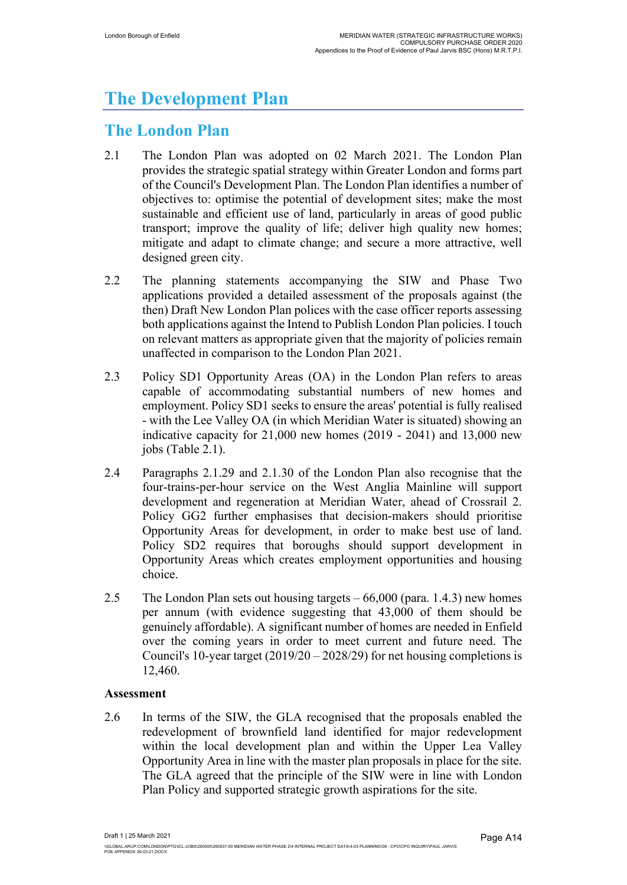# The Development Plan

## The London Plan

2.1 The London Plan was adopted on 02 March 2021. The London Plan provides the strategic spatial strategy within Greater London and forms part of the Council's Development Plan. The London Plan identifies a number of objectives to: optimise the potential of development sites; make the most sustainable and efficient use of land, particularly in areas of good public transport; improve the quality of life; deliver high quality new homes; mitigate and adapt to climate change; and secure a more attractive, well designed green city.

2.2 The planning statements accompanying the SIW and Phase Two applications provided a detailed assessment of the proposals against (the then) Draft New London Plan polices with the case officer reports assessing both applications against the Intend to Publish London Plan policies. I touch on relevant matters as appropriate given that the majority of policies remain unaffected in comparison to the London Plan 2021.

2.3 Policy SD1 Opportunity Areas (OA) in the London Plan refers to areas capable of accommodating substantial numbers of new homes and employment. Policy SD1 seeks to ensure the areas' potential is fully realised - with the Lee Valley OA (in which Meridian Water is situated) showing an indicative capacity for 21,000 new homes (2019 - 2041) and 13,000 new jobs (Table 2.1).

2.4 Paragraphs 2.1.29 and 2.1.30 of the London Plan also recognise that the four-trains-per-hour service on the West Anglia Mainline will support development and regeneration at Meridian Water, ahead of Crossrail 2. Policy GG2 further emphasises that decision-makers should prioritise Opportunity Areas for development, in order to make best use of land. Policy SD2 requires that boroughs should support development in Opportunity Areas which creates employment opportunities and housing choice.

2.5 The London Plan sets out housing targets – 66,000 (para. 1.4.3) new homes per annum (with evidence suggesting that 43,000 of them should be genuinely affordable). A significant number of homes are needed in Enfield over the coming years in order to meet current and future need. The Council's 10-year target (2019/20 – 2028/29) for net housing completions is 12,460.

**Assessment**

2.6 In terms of the SIW, the GLA recognised that the proposals enabled the redevelopment of brownfield land identified for major redevelopment within the local development plan and within the Upper Lea Valley Opportunity Area in line with the master plan proposals in place for the site. The GLA agreed that the principle of the SIW were in line with London Plan Policy and supported strategic growth aspirations for the site.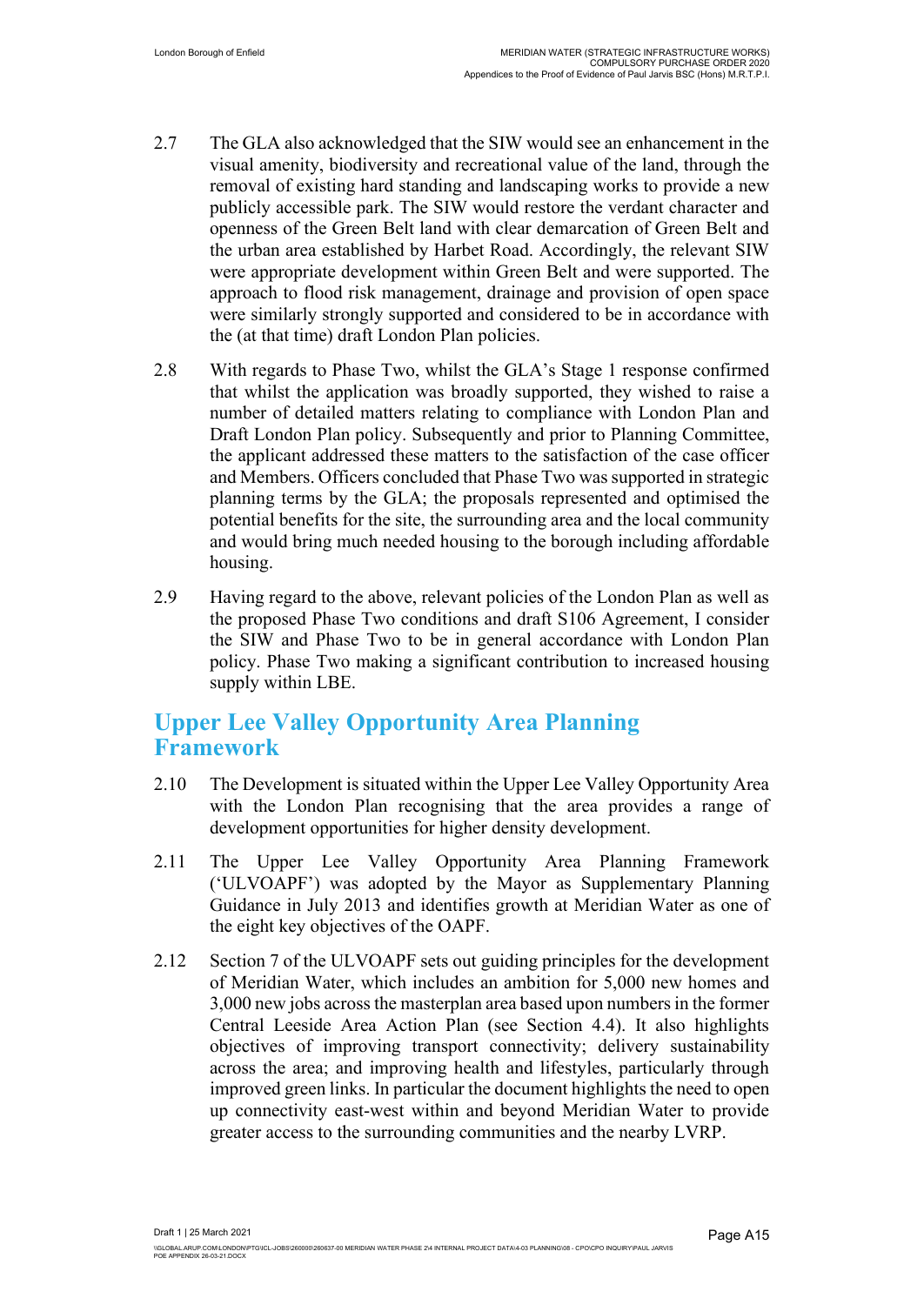2.7 The GLA also acknowledged that the SIW would see an enhancement in the visual amenity, biodiversity and recreational value of the land, through the removal of existing hard standing and landscaping works to provide a new publicly accessible park. The SIW would restore the verdant character and openness of the Green Belt land with clear demarcation of Green Belt and the urban area established by Harbet Road. Accordingly, the relevant SIW were appropriate development within Green Belt and were supported. The approach to flood risk management, drainage and provision of open space were similarly strongly supported and considered to be in accordance with the (at that time) draft London Plan policies.

2.8 With regards to Phase Two, whilst the GLA's Stage 1 response confirmed that whilst the application was broadly supported, they wished to raise a number of detailed matters relating to compliance with London Plan and Draft London Plan policy. Subsequently and prior to Planning Committee, the applicant addressed these matters to the satisfaction of the case officer and Members. Officers concluded that Phase Two was supported in strategic planning terms by the GLA; the proposals represented and optimised the potential benefits for the site, the surrounding area and the local community and would bring much needed housing to the borough including affordable housing.

2.9 Having regard to the above, relevant policies of the London Plan as well as the proposed Phase Two conditions and draft S106 Agreement, I consider the SIW and Phase Two to be in general accordance with London Plan policy. Phase Two making a significant contribution to increased housing supply within LBE.

## Upper Lee Valley Opportunity Area Planning Framework

2.10 The Development is situated within the Upper Lee Valley Opportunity Area with the London Plan recognising that the area provides a range of development opportunities for higher density development.

2.11 The Upper Lee Valley Opportunity Area Planning Framework ('ULVOAPF') was adopted by the Mayor as Supplementary Planning Guidance in July 2013 and identifies growth at Meridian Water as one of the eight key objectives of the OAPF.

2.12 Section 7 of the ULVOAPF sets out guiding principles for the development of Meridian Water, which includes an ambition for 5,000 new homes and 3,000 new jobs across the masterplan area based upon numbers in the former Central Leeside Area Action Plan (see Section 4.4). It also highlights objectives of improving transport connectivity; delivery sustainability across the area; and improving health and lifestyles, particularly through improved green links. In particular the document highlights the need to open up connectivity east-west within and beyond Meridian Water to provide greater access to the surrounding communities and the nearby LVRP.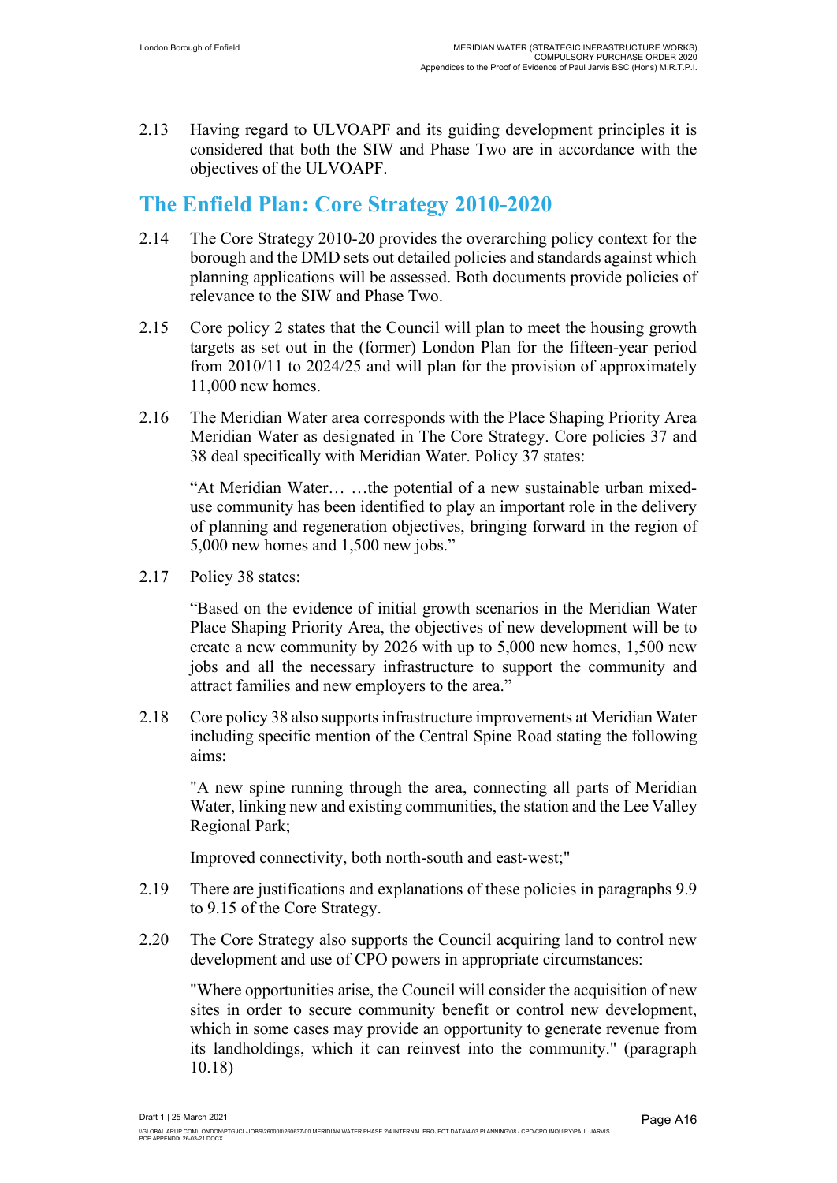2.13 Having regard to ULVOAPF and its guiding development principles it is considered that both the SIW and Phase Two are in accordance with the objectives of the ULVOAPF.

## The Enfield Plan: Core Strategy 2010-2020

2.14 The Core Strategy 2010-20 provides the overarching policy context for the borough and the DMD sets out detailed policies and standards against which planning applications will be assessed. Both documents provide policies of relevance to the SIW and Phase Two.

2.15 Core policy 2 states that the Council will plan to meet the housing growth targets as set out in the (former) London Plan for the fifteen-year period from 2010/11 to 2024/25 and will plan for the provision of approximately 11,000 new homes.

2.16 The Meridian Water area corresponds with the Place Shaping Priority Area Meridian Water as designated in The Core Strategy. Core policies 37 and 38 deal specifically with Meridian Water. Policy 37 states:

> "At Meridian Water… …the potential of a new sustainable urban mixed-use community has been identified to play an important role in the delivery of planning and regeneration objectives, bringing forward in the region of 5,000 new homes and 1,500 new jobs."

2.17 Policy 38 states:

> "Based on the evidence of initial growth scenarios in the Meridian Water Place Shaping Priority Area, the objectives of new development will be to create a new community by 2026 with up to 5,000 new homes, 1,500 new jobs and all the necessary infrastructure to support the community and attract families and new employers to the area."

2.18 Core policy 38 also supports infrastructure improvements at Meridian Water including specific mention of the Central Spine Road stating the following aims:

> "A new spine running through the area, connecting all parts of Meridian Water, linking new and existing communities, the station and the Lee Valley Regional Park;
>
> Improved connectivity, both north-south and east-west;"

2.19 There are justifications and explanations of these policies in paragraphs 9.9 to 9.15 of the Core Strategy.

2.20 The Core Strategy also supports the Council acquiring land to control new development and use of CPO powers in appropriate circumstances:

> "Where opportunities arise, the Council will consider the acquisition of new sites in order to secure community benefit or control new development, which in some cases may provide an opportunity to generate revenue from its landholdings, which it can reinvest into the community." (paragraph 10.18)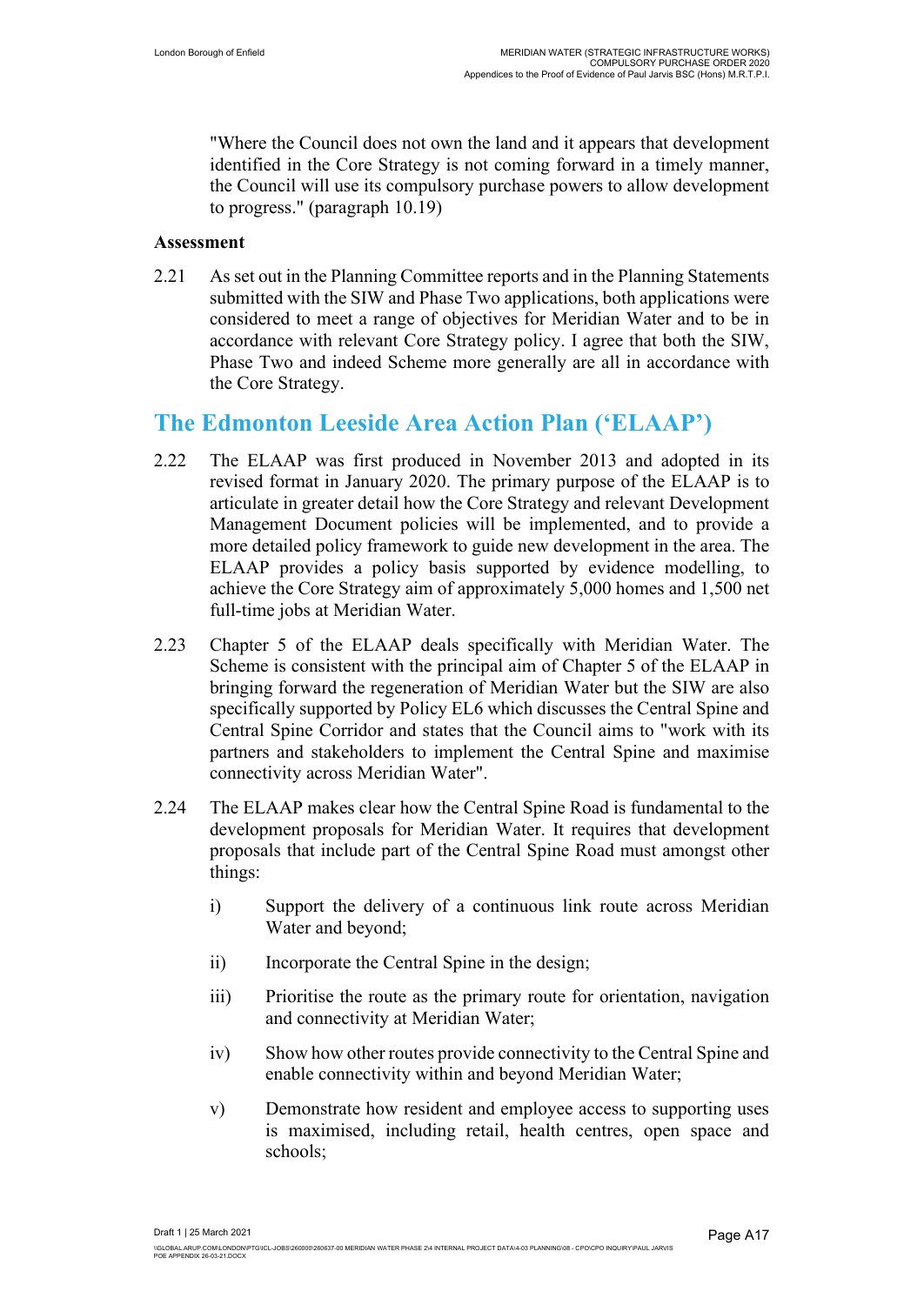"Where the Council does not own the land and it appears that development identified in the Core Strategy is not coming forward in a timely manner, the Council will use its compulsory purchase powers to allow development to progress." (paragraph 10.19)

**Assessment**

2.21 As set out in the Planning Committee reports and in the Planning Statements submitted with the SIW and Phase Two applications, both applications were considered to meet a range of objectives for Meridian Water and to be in accordance with relevant Core Strategy policy. I agree that both the SIW, Phase Two and indeed Scheme more generally are all in accordance with the Core Strategy.

## The Edmonton Leeside Area Action Plan ('ELAAP')

2.22 The ELAAP was first produced in November 2013 and adopted in its revised format in January 2020. The primary purpose of the ELAAP is to articulate in greater detail how the Core Strategy and relevant Development Management Document policies will be implemented, and to provide a more detailed policy framework to guide new development in the area. The ELAAP provides a policy basis supported by evidence modelling, to achieve the Core Strategy aim of approximately 5,000 homes and 1,500 net full-time jobs at Meridian Water.

2.23 Chapter 5 of the ELAAP deals specifically with Meridian Water. The Scheme is consistent with the principal aim of Chapter 5 of the ELAAP in bringing forward the regeneration of Meridian Water but the SIW are also specifically supported by Policy EL6 which discusses the Central Spine and Central Spine Corridor and states that the Council aims to "work with its partners and stakeholders to implement the Central Spine and maximise connectivity across Meridian Water".

2.24 The ELAAP makes clear how the Central Spine Road is fundamental to the development proposals for Meridian Water. It requires that development proposals that include part of the Central Spine Road must amongst other things:

i) Support the delivery of a continuous link route across Meridian Water and beyond;

ii) Incorporate the Central Spine in the design;

iii) Prioritise the route as the primary route for orientation, navigation and connectivity at Meridian Water;

iv) Show how other routes provide connectivity to the Central Spine and enable connectivity within and beyond Meridian Water;

v) Demonstrate how resident and employee access to supporting uses is maximised, including retail, health centres, open space and schools;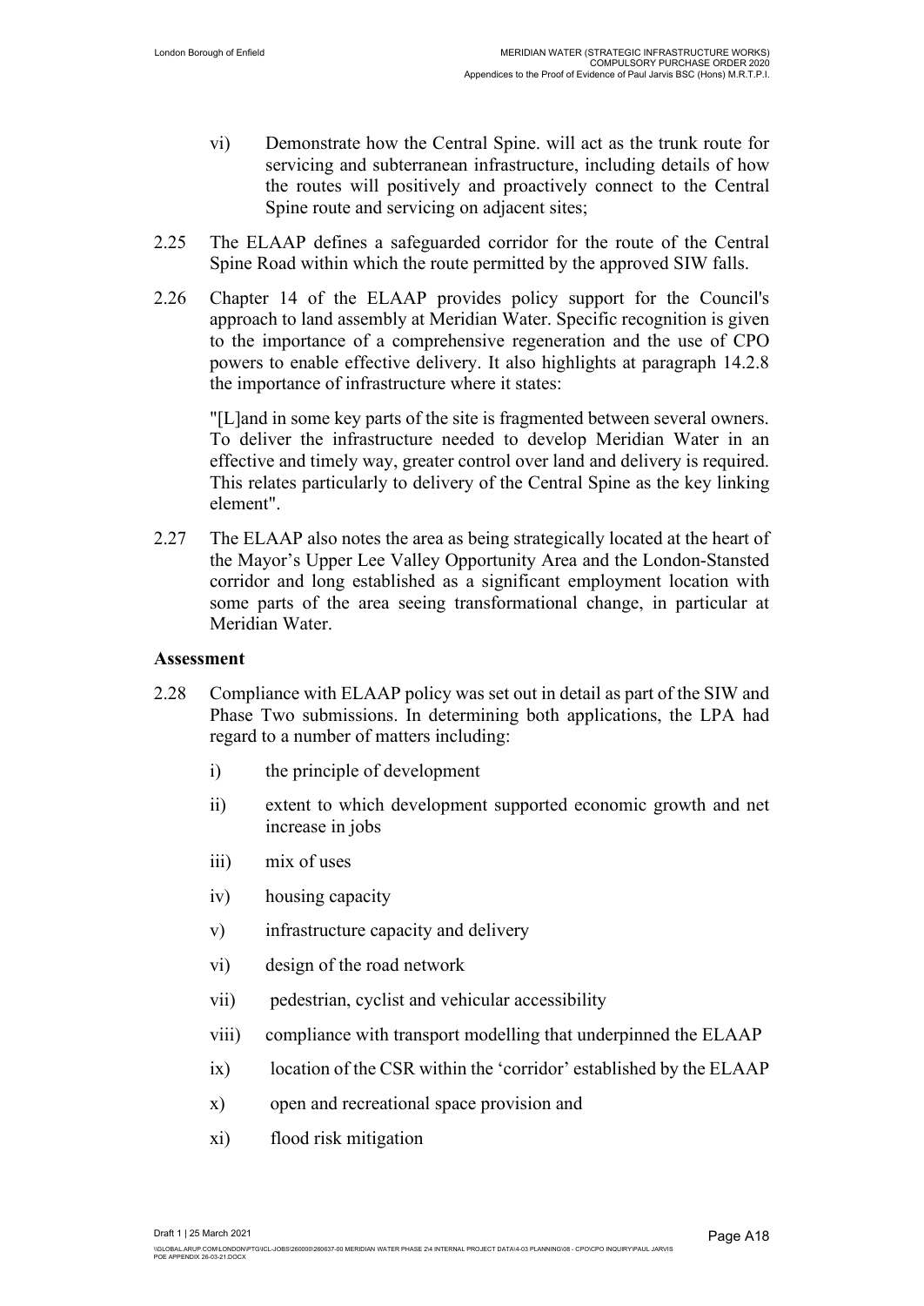vi) Demonstrate how the Central Spine. will act as the trunk route for servicing and subterranean infrastructure, including details of how the routes will positively and proactively connect to the Central Spine route and servicing on adjacent sites;

2.25 The ELAAP defines a safeguarded corridor for the route of the Central Spine Road within which the route permitted by the approved SIW falls.

2.26 Chapter 14 of the ELAAP provides policy support for the Council's approach to land assembly at Meridian Water. Specific recognition is given to the importance of a comprehensive regeneration and the use of CPO powers to enable effective delivery. It also highlights at paragraph 14.2.8 the importance of infrastructure where it states:

"[L]and in some key parts of the site is fragmented between several owners. To deliver the infrastructure needed to develop Meridian Water in an effective and timely way, greater control over land and delivery is required. This relates particularly to delivery of the Central Spine as the key linking element".

2.27 The ELAAP also notes the area as being strategically located at the heart of the Mayor's Upper Lee Valley Opportunity Area and the London-Stansted corridor and long established as a significant employment location with some parts of the area seeing transformational change, in particular at Meridian Water.

**Assessment**

2.28 Compliance with ELAAP policy was set out in detail as part of the SIW and Phase Two submissions. In determining both applications, the LPA had regard to a number of matters including:

i) the principle of development

ii) extent to which development supported economic growth and net increase in jobs

iii) mix of uses

iv) housing capacity

v) infrastructure capacity and delivery

vi) design of the road network

vii) pedestrian, cyclist and vehicular accessibility

viii) compliance with transport modelling that underpinned the ELAAP

ix) location of the CSR within the 'corridor' established by the ELAAP

x) open and recreational space provision and

xi) flood risk mitigation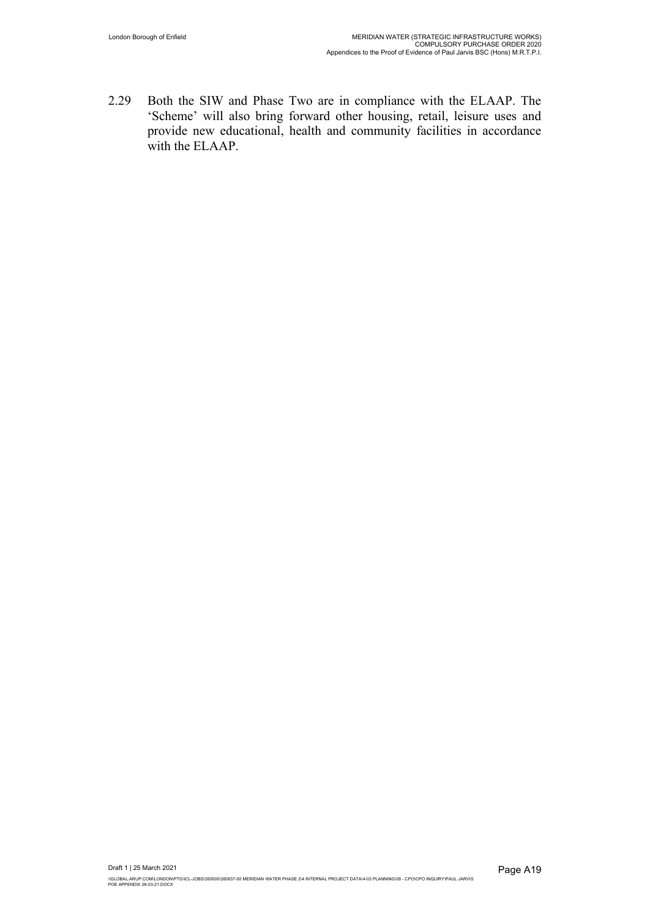2.29 Both the SIW and Phase Two are in compliance with the ELAAP. The 'Scheme' will also bring forward other housing, retail, leisure uses and provide new educational, health and community facilities in accordance with the ELAAP.